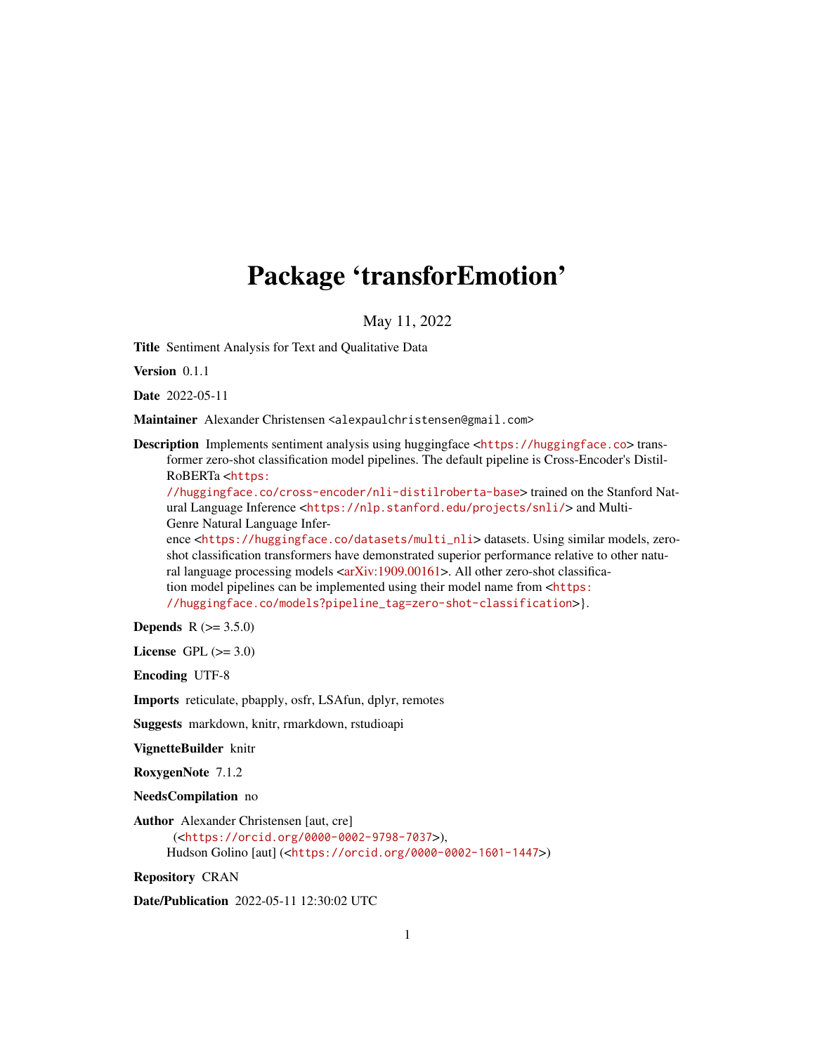# Package 'transforEmotion'

May 11, 2022

**Title** Sentiment Analysis for Text and Qualitative Data

**Version** 0.1.1

**Date** 2022-05-11

**Maintainer** Alexander Christensen <alexpaulchristensen@gmail.com>

**Description** Implements sentiment analysis using huggingface <https://huggingface.co> transformer zero-shot classification model pipelines. The default pipeline is Cross-Encoder's DistilRoBERTa <https://huggingface.co/cross-encoder/nli-distilroberta-base> trained on the Stanford Natural Language Inference <https://nlp.stanford.edu/projects/snli/> and Multi-Genre Natural Language Inference <https://huggingface.co/datasets/multi_nli> datasets. Using similar models, zero-shot classification transformers have demonstrated superior performance relative to other natural language processing models <arXiv:1909.00161>. All other zero-shot classification model pipelines can be implemented using their model name from <https://huggingface.co/models?pipeline_tag=zero-shot-classification>}.

**Depends** R (>= 3.5.0)

**License** GPL (>= 3.0)

**Encoding** UTF-8

**Imports** reticulate, pbapply, osfr, LSAfun, dplyr, remotes

**Suggests** markdown, knitr, rmarkdown, rstudioapi

**VignetteBuilder** knitr

**RoxygenNote** 7.1.2

**NeedsCompilation** no

**Author** Alexander Christensen [aut, cre] (<https://orcid.org/0000-0002-9798-7037>), Hudson Golino [aut] (<https://orcid.org/0000-0002-1601-1447>)

**Repository** CRAN

**Date/Publication** 2022-05-11 12:30:02 UTC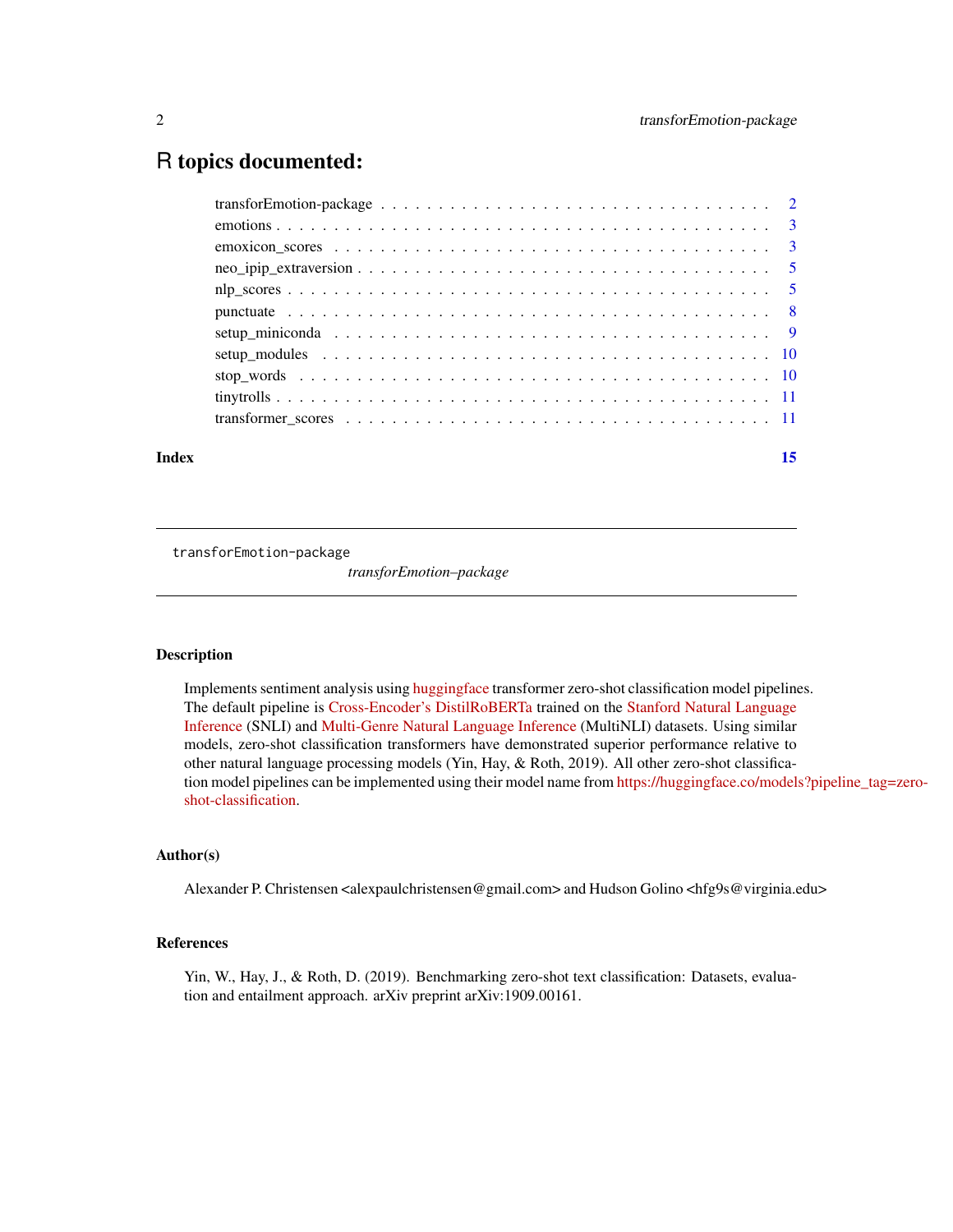# R topics documented:

- transforEmotion-package . . . . . . . . . . . . . . . . . . . . . . . . . . . . . . . . . . 2
- emotions . . . . . . . . . . . . . . . . . . . . . . . . . . . . . . . . . . . . . . . . . . . 3
- emoxicon_scores . . . . . . . . . . . . . . . . . . . . . . . . . . . . . . . . . . . . . . . 3
- neo_ipip_extraversion . . . . . . . . . . . . . . . . . . . . . . . . . . . . . . . . . . . 5
- nlp_scores . . . . . . . . . . . . . . . . . . . . . . . . . . . . . . . . . . . . . . . . . . 5
- punctuate . . . . . . . . . . . . . . . . . . . . . . . . . . . . . . . . . . . . . . . . . . 8
- setup_miniconda . . . . . . . . . . . . . . . . . . . . . . . . . . . . . . . . . . . . . . 9
- setup_modules . . . . . . . . . . . . . . . . . . . . . . . . . . . . . . . . . . . . . . . 10
- stop_words . . . . . . . . . . . . . . . . . . . . . . . . . . . . . . . . . . . . . . . . . 10
- tinytrolls . . . . . . . . . . . . . . . . . . . . . . . . . . . . . . . . . . . . . . . . . . 11
- transformer_scores . . . . . . . . . . . . . . . . . . . . . . . . . . . . . . . . . . . . 11

**Index** 15

---

`transforEmotion-package` *transforEmotion–package*

---

## Description

Implements sentiment analysis using huggingface transformer zero-shot classification model pipelines. The default pipeline is Cross-Encoder's DistilRoBERTa trained on the Stanford Natural Language Inference (SNLI) and Multi-Genre Natural Language Inference (MultiNLI) datasets. Using similar models, zero-shot classification transformers have demonstrated superior performance relative to other natural language processing models (Yin, Hay, & Roth, 2019). All other zero-shot classification model pipelines can be implemented using their model name from https://huggingface.co/models?pipeline_tag=zero-shot-classification.

## Author(s)

Alexander P. Christensen <alexpaulchristensen@gmail.com> and Hudson Golino <hfg9s@virginia.edu>

## References

Yin, W., Hay, J., & Roth, D. (2019). Benchmarking zero-shot text classification: Datasets, evaluation and entailment approach. arXiv preprint arXiv:1909.00161.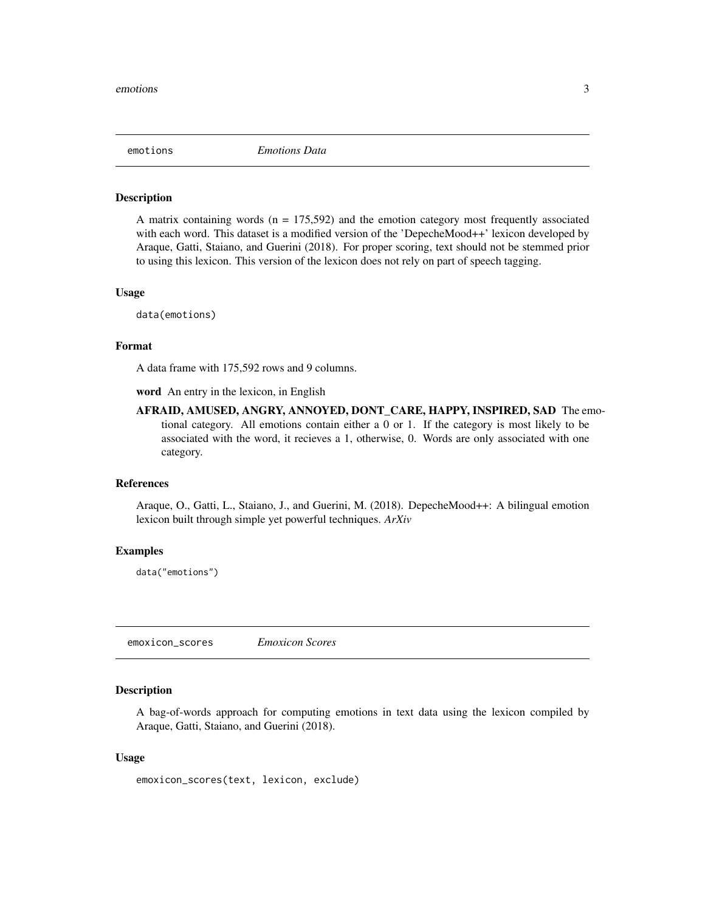## emotions *Emotions Data*

### Description

A matrix containing words (n = 175,592) and the emotion category most frequently associated with each word. This dataset is a modified version of the 'DepecheMood++' lexicon developed by Araque, Gatti, Staiano, and Guerini (2018). For proper scoring, text should not be stemmed prior to using this lexicon. This version of the lexicon does not rely on part of speech tagging.

### Usage

```
data(emotions)
```

### Format

A data frame with 175,592 rows and 9 columns.

**word** An entry in the lexicon, in English

**AFRAID, AMUSED, ANGRY, ANNOYED, DONT_CARE, HAPPY, INSPIRED, SAD** The emotional category. All emotions contain either a 0 or 1. If the category is most likely to be associated with the word, it recieves a 1, otherwise, 0. Words are only associated with one category.

### References

Araque, O., Gatti, L., Staiano, J., and Guerini, M. (2018). DepecheMood++: A bilingual emotion lexicon built through simple yet powerful techniques. *ArXiv*

### Examples

```
data("emotions")
```

## emoxicon_scores *Emoxicon Scores*

### Description

A bag-of-words approach for computing emotions in text data using the lexicon compiled by Araque, Gatti, Staiano, and Guerini (2018).

### Usage

```
emoxicon_scores(text, lexicon, exclude)
```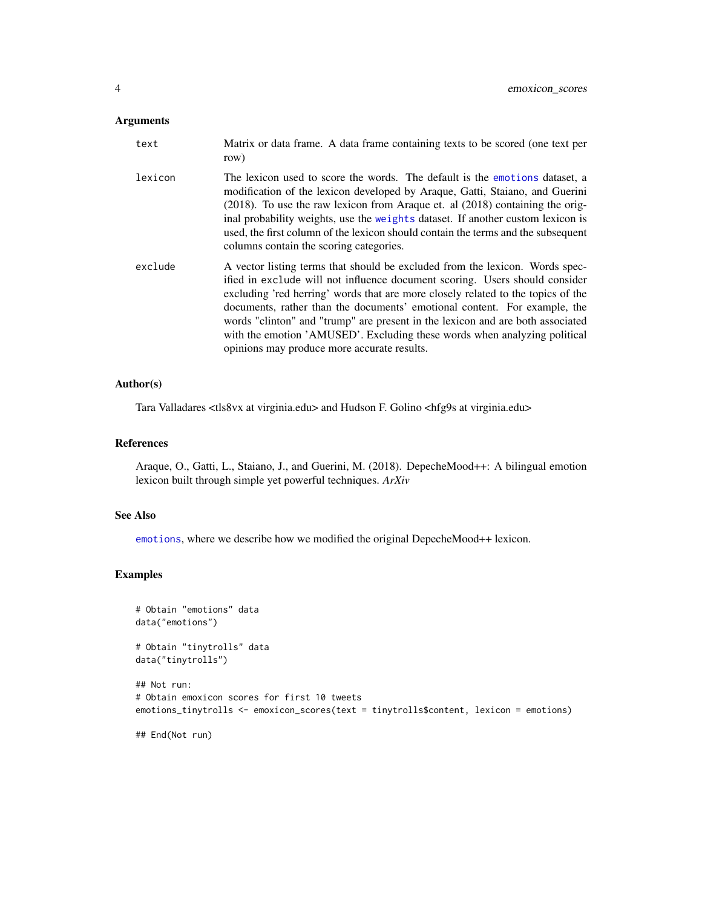## Arguments

**text** — Matrix or data frame. A data frame containing texts to be scored (one text per row)

**lexicon** — The lexicon used to score the words. The default is the emotions dataset, a modification of the lexicon developed by Araque, Gatti, Staiano, and Guerini (2018). To use the raw lexicon from Araque et. al (2018) containing the original probability weights, use the weights dataset. If another custom lexicon is used, the first column of the lexicon should contain the terms and the subsequent columns contain the scoring categories.

**exclude** — A vector listing terms that should be excluded from the lexicon. Words specified in exclude will not influence document scoring. Users should consider excluding 'red herring' words that are more closely related to the topics of the documents, rather than the documents' emotional content. For example, the words "clinton" and "trump" are present in the lexicon and are both associated with the emotion 'AMUSED'. Excluding these words when analyzing political opinions may produce more accurate results.

## Author(s)

Tara Valladares <tls8vx at virginia.edu> and Hudson F. Golino <hfg9s at virginia.edu>

## References

Araque, O., Gatti, L., Staiano, J., and Guerini, M. (2018). DepecheMood++: A bilingual emotion lexicon built through simple yet powerful techniques. *ArXiv*

## See Also

emotions, where we describe how we modified the original DepecheMood++ lexicon.

## Examples

```
# Obtain "emotions" data
data("emotions")

# Obtain "tinytrolls" data
data("tinytrolls")

## Not run:
# Obtain emoxicon scores for first 10 tweets
emotions_tinytrolls <- emoxicon_scores(text = tinytrolls$content, lexicon = emotions)

## End(Not run)
```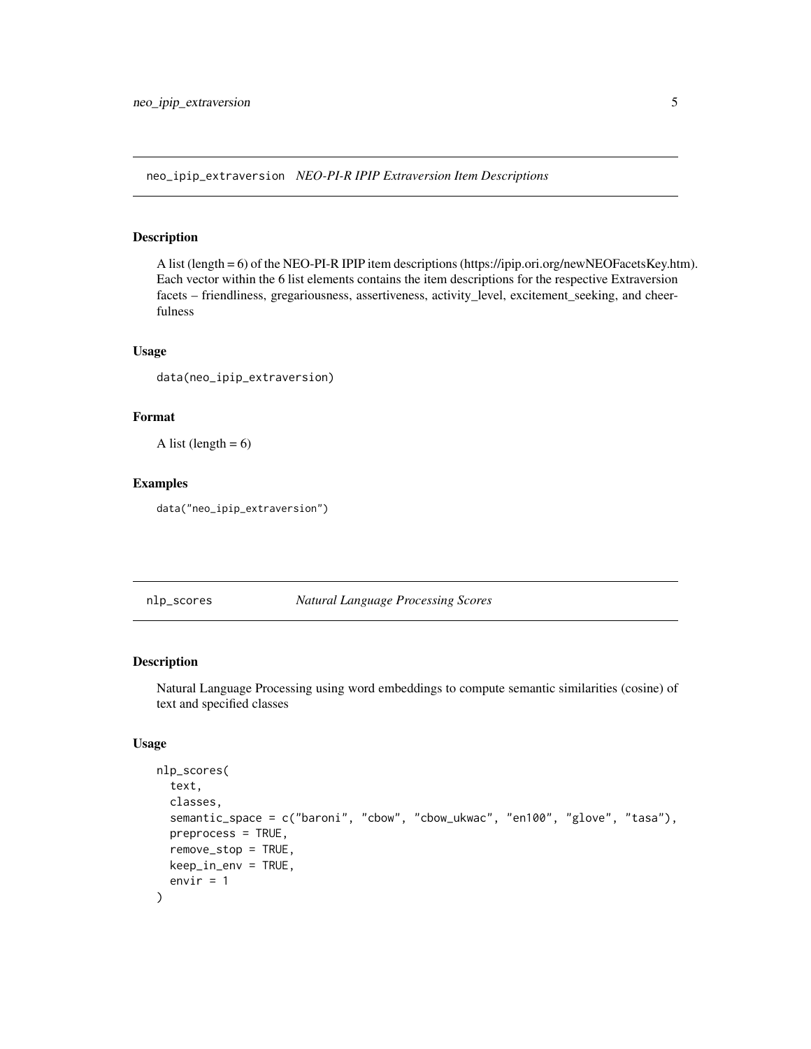## neo_ipip_extraversion *NEO-PI-R IPIP Extraversion Item Descriptions*

### Description

A list (length = 6) of the NEO-PI-R IPIP item descriptions (https://ipip.ori.org/newNEOFacetsKey.htm). Each vector within the 6 list elements contains the item descriptions for the respective Extraversion facets – friendliness, gregariousness, assertiveness, activity_level, excitement_seeking, and cheerfulness

### Usage

```
data(neo_ipip_extraversion)
```

### Format

A list (length = 6)

### Examples

```
data("neo_ipip_extraversion")
```

## nlp_scores *Natural Language Processing Scores*

### Description

Natural Language Processing using word embeddings to compute semantic similarities (cosine) of text and specified classes

### Usage

```
nlp_scores(
  text,
  classes,
  semantic_space = c("baroni", "cbow", "cbow_ukwac", "en100", "glove", "tasa"),
  preprocess = TRUE,
  remove_stop = TRUE,
  keep_in_env = TRUE,
  envir = 1
)
```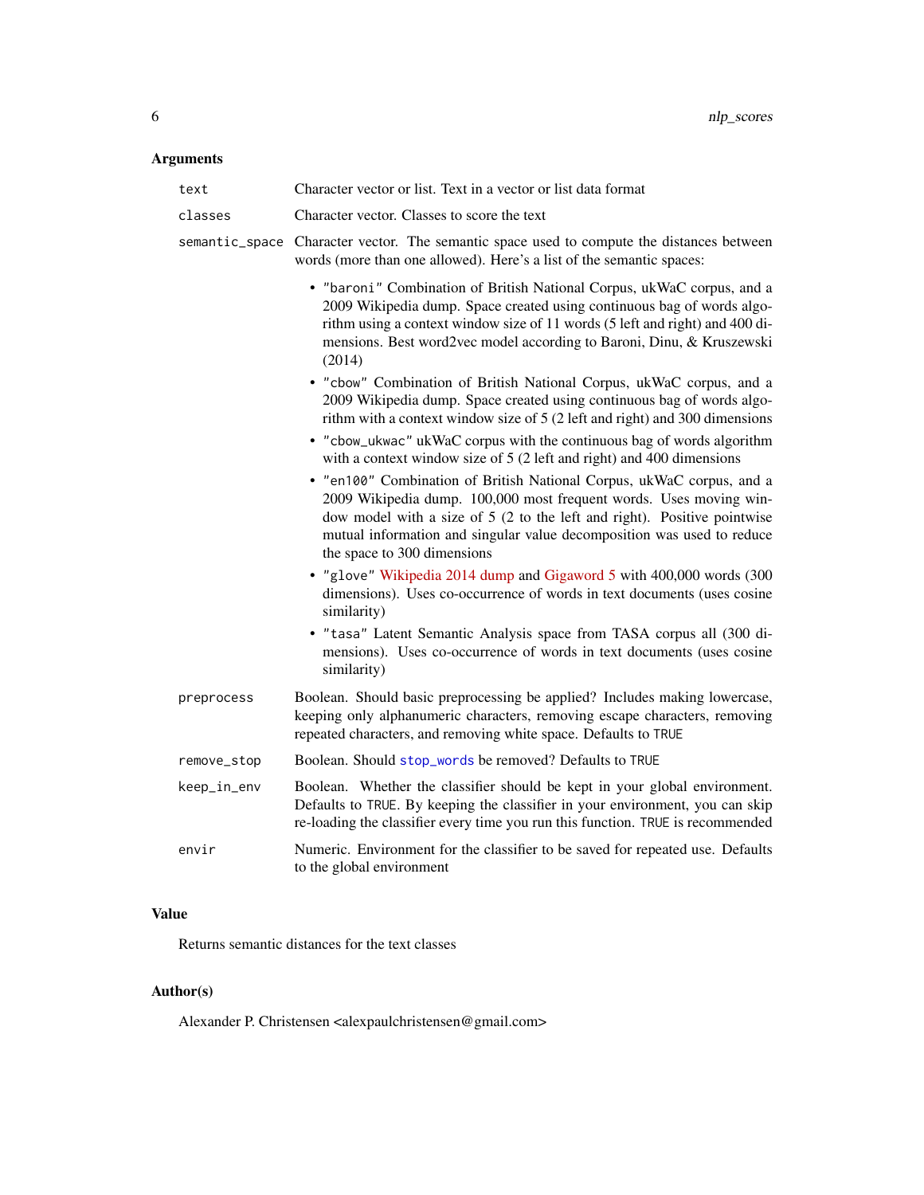### Arguments

| | |
|---|---|
| `text` | Character vector or list. Text in a vector or list data format |
| `classes` | Character vector. Classes to score the text |
| `semantic_space` | Character vector. The semantic space used to compute the distances between words (more than one allowed). Here's a list of the semantic spaces: |
| `preprocess` | Boolean. Should basic preprocessing be applied? Includes making lowercase, keeping only alphanumeric characters, removing escape characters, removing repeated characters, and removing white space. Defaults to `TRUE` |
| `remove_stop` | Boolean. Should `stop_words` be removed? Defaults to `TRUE` |
| `keep_in_env` | Boolean. Whether the classifier should be kept in your global environment. Defaults to `TRUE`. By keeping the classifier in your environment, you can skip re-loading the classifier every time you run this function. `TRUE` is recommended |
| `envir` | Numeric. Environment for the classifier to be saved for repeated use. Defaults to the global environment |

Semantic spaces for `semantic_space`:

- `"baroni"` Combination of British National Corpus, ukWaC corpus, and a 2009 Wikipedia dump. Space created using continuous bag of words algorithm using a context window size of 11 words (5 left and right) and 400 dimensions. Best word2vec model according to Baroni, Dinu, & Kruszewski (2014)
- `"cbow"` Combination of British National Corpus, ukWaC corpus, and a 2009 Wikipedia dump. Space created using continuous bag of words algorithm with a context window size of 5 (2 left and right) and 300 dimensions
- `"cbow_ukwac"` ukWaC corpus with the continuous bag of words algorithm with a context window size of 5 (2 left and right) and 400 dimensions
- `"en100"` Combination of British National Corpus, ukWaC corpus, and a 2009 Wikipedia dump. 100,000 most frequent words. Uses moving window model with a size of 5 (2 to the left and right). Positive pointwise mutual information and singular value decomposition was used to reduce the space to 300 dimensions
- `"glove"` Wikipedia 2014 dump and Gigaword 5 with 400,000 words (300 dimensions). Uses co-occurrence of words in text documents (uses cosine similarity)
- `"tasa"` Latent Semantic Analysis space from TASA corpus all (300 dimensions). Uses co-occurrence of words in text documents (uses cosine similarity)

### Value

Returns semantic distances for the text classes

### Author(s)

Alexander P. Christensen <alexpaulchristensen@gmail.com>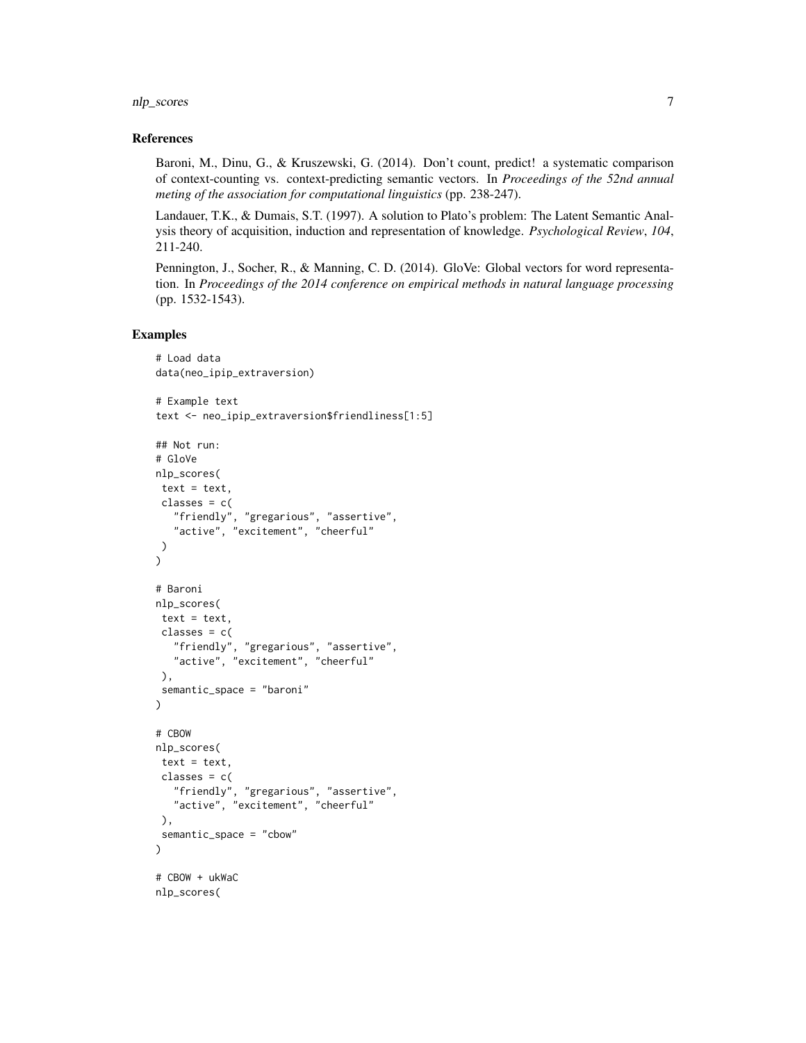## References

Baroni, M., Dinu, G., & Kruszewski, G. (2014). Don't count, predict! a systematic comparison of context-counting vs. context-predicting semantic vectors. In *Proceedings of the 52nd annual meting of the association for computational linguistics* (pp. 238-247).

Landauer, T.K., & Dumais, S.T. (1997). A solution to Plato's problem: The Latent Semantic Analysis theory of acquisition, induction and representation of knowledge. *Psychological Review*, *104*, 211-240.

Pennington, J., Socher, R., & Manning, C. D. (2014). GloVe: Global vectors for word representation. In *Proceedings of the 2014 conference on empirical methods in natural language processing* (pp. 1532-1543).

## Examples

```
# Load data
data(neo_ipip_extraversion)

# Example text
text <- neo_ipip_extraversion$friendliness[1:5]

## Not run:
# GloVe
nlp_scores(
 text = text,
 classes = c(
   "friendly", "gregarious", "assertive",
   "active", "excitement", "cheerful"
 )
)

# Baroni
nlp_scores(
 text = text,
 classes = c(
   "friendly", "gregarious", "assertive",
   "active", "excitement", "cheerful"
 ),
 semantic_space = "baroni"
)

# CBOW
nlp_scores(
 text = text,
 classes = c(
   "friendly", "gregarious", "assertive",
   "active", "excitement", "cheerful"
 ),
 semantic_space = "cbow"
)

# CBOW + ukWaC
nlp_scores(
```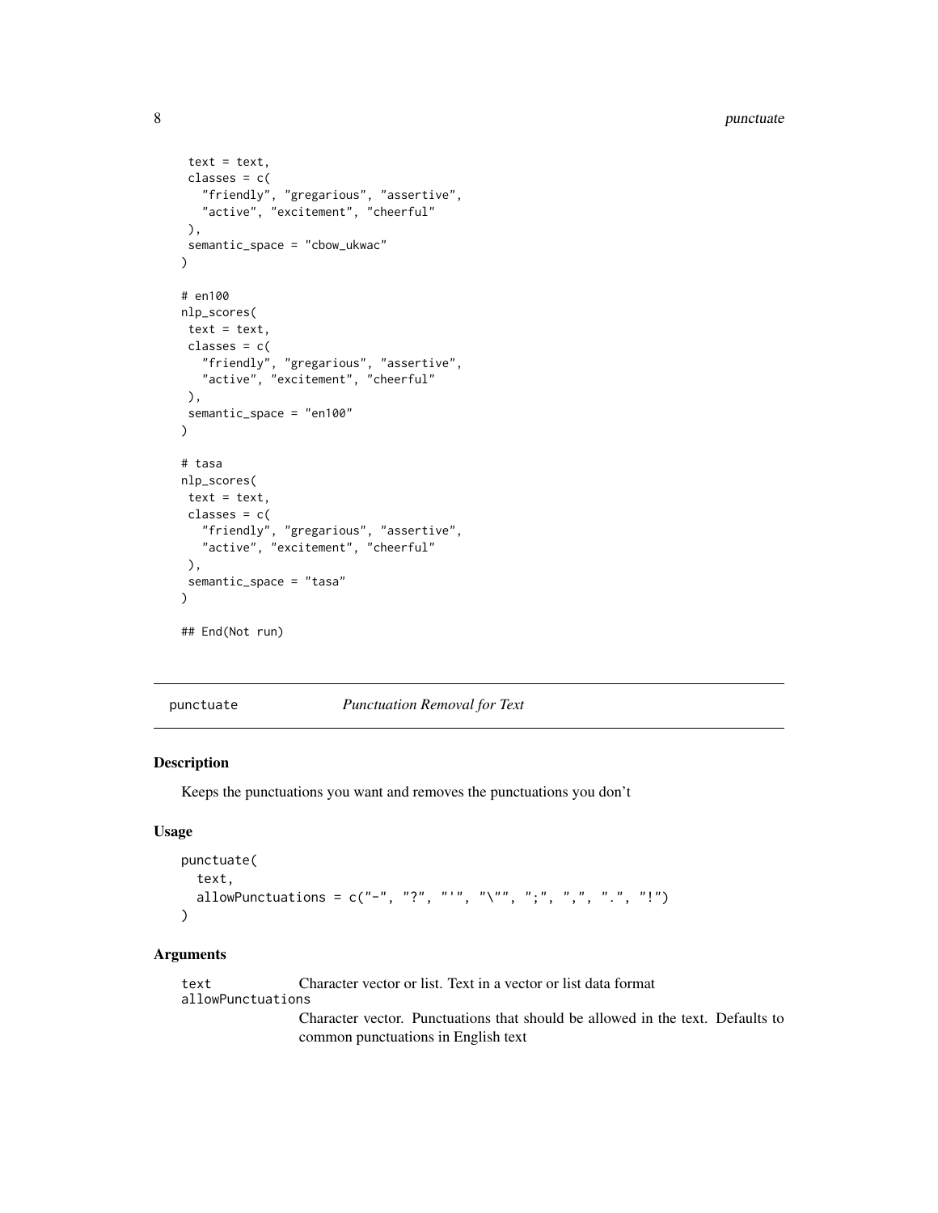```
 text = text,
 classes = c(
   "friendly", "gregarious", "assertive",
   "active", "excitement", "cheerful"
 ),
 semantic_space = "cbow_ukwac"
)

# en100
nlp_scores(
 text = text,
 classes = c(
   "friendly", "gregarious", "assertive",
   "active", "excitement", "cheerful"
 ),
 semantic_space = "en100"
)

# tasa
nlp_scores(
 text = text,
 classes = c(
   "friendly", "gregarious", "assertive",
   "active", "excitement", "cheerful"
 ),
 semantic_space = "tasa"
)

## End(Not run)
```

---

## punctuate — *Punctuation Removal for Text*

---

### Description

Keeps the punctuations you want and removes the punctuations you don't

### Usage

```
punctuate(
  text,
  allowPunctuations = c("-", "?", "'", "\"", ";", ",", ".", "!")
)
```

### Arguments

`text` Character vector or list. Text in a vector or list data format

`allowPunctuations` Character vector. Punctuations that should be allowed in the text. Defaults to common punctuations in English text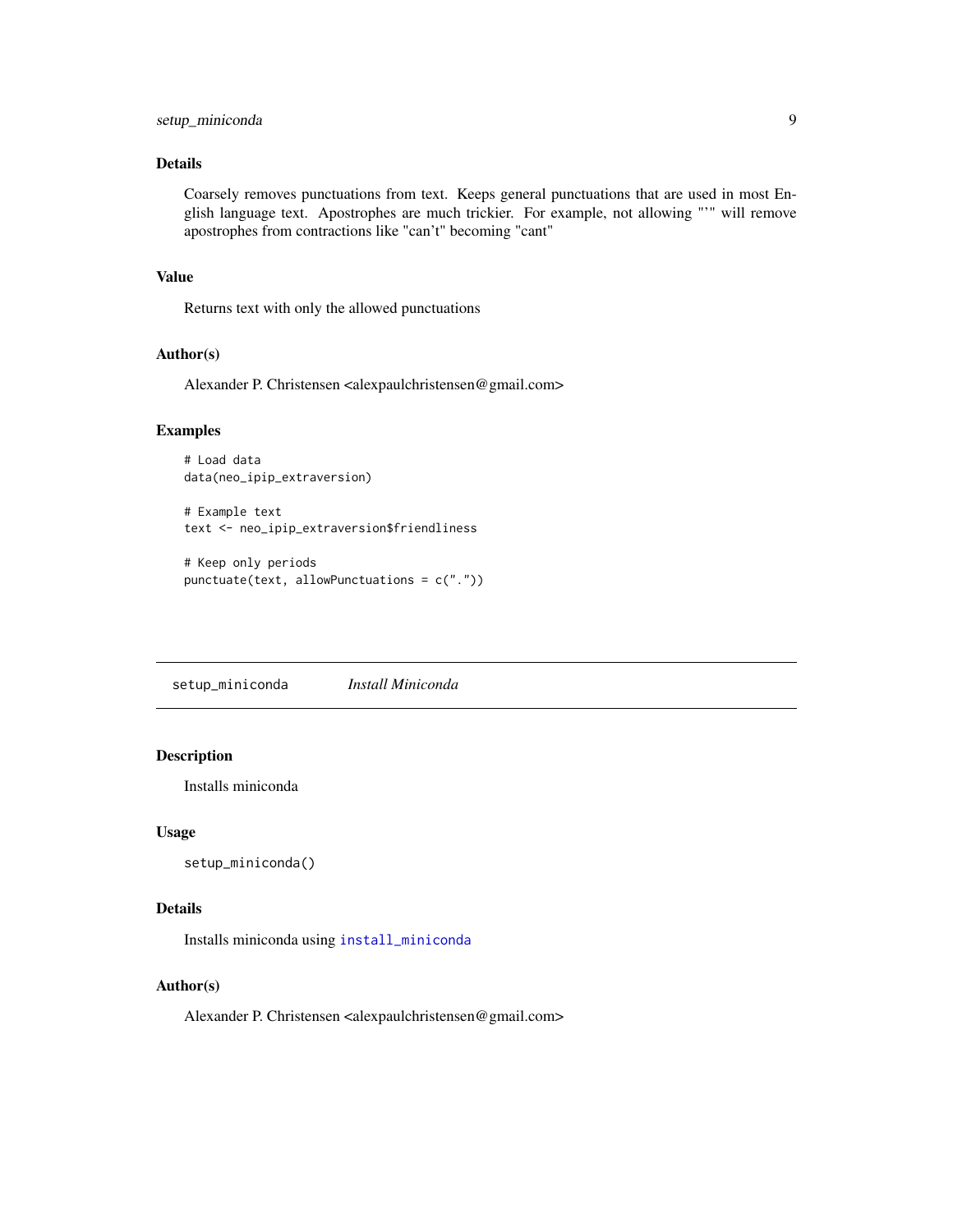### Details

Coarsely removes punctuations from text. Keeps general punctuations that are used in most English language text. Apostrophes are much trickier. For example, not allowing "'" will remove apostrophes from contractions like "can't" becoming "cant"

### Value

Returns text with only the allowed punctuations

### Author(s)

Alexander P. Christensen <alexpaulchristensen@gmail.com>

### Examples

```
# Load data
data(neo_ipip_extraversion)

# Example text
text <- neo_ipip_extraversion$friendliness

# Keep only periods
punctuate(text, allowPunctuations = c("."))
```

---

## setup_miniconda *Install Miniconda*

### Description

Installs miniconda

### Usage

```
setup_miniconda()
```

### Details

Installs miniconda using `install_miniconda`

### Author(s)

Alexander P. Christensen <alexpaulchristensen@gmail.com>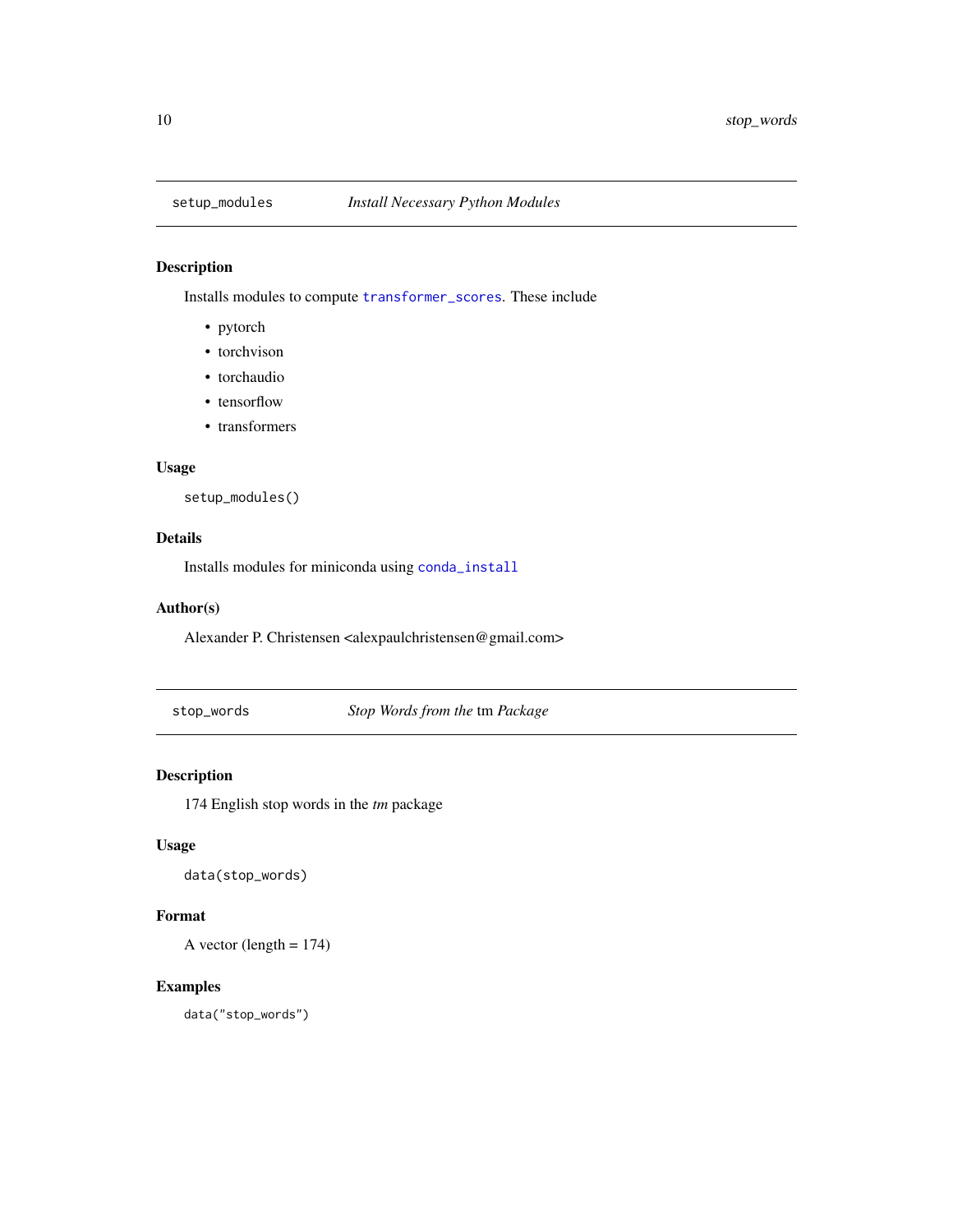## setup_modules — *Install Necessary Python Modules*

### Description

Installs modules to compute `transformer_scores`. These include

- pytorch
- torchvison
- torchaudio
- tensorflow
- transformers

### Usage

```
setup_modules()
```

### Details

Installs modules for miniconda using `conda_install`

### Author(s)

Alexander P. Christensen <alexpaulchristensen@gmail.com>

## stop_words — *Stop Words from the* tm *Package*

### Description

174 English stop words in the *tm* package

### Usage

```
data(stop_words)
```

### Format

A vector (length = 174)

### Examples

```
data("stop_words")
```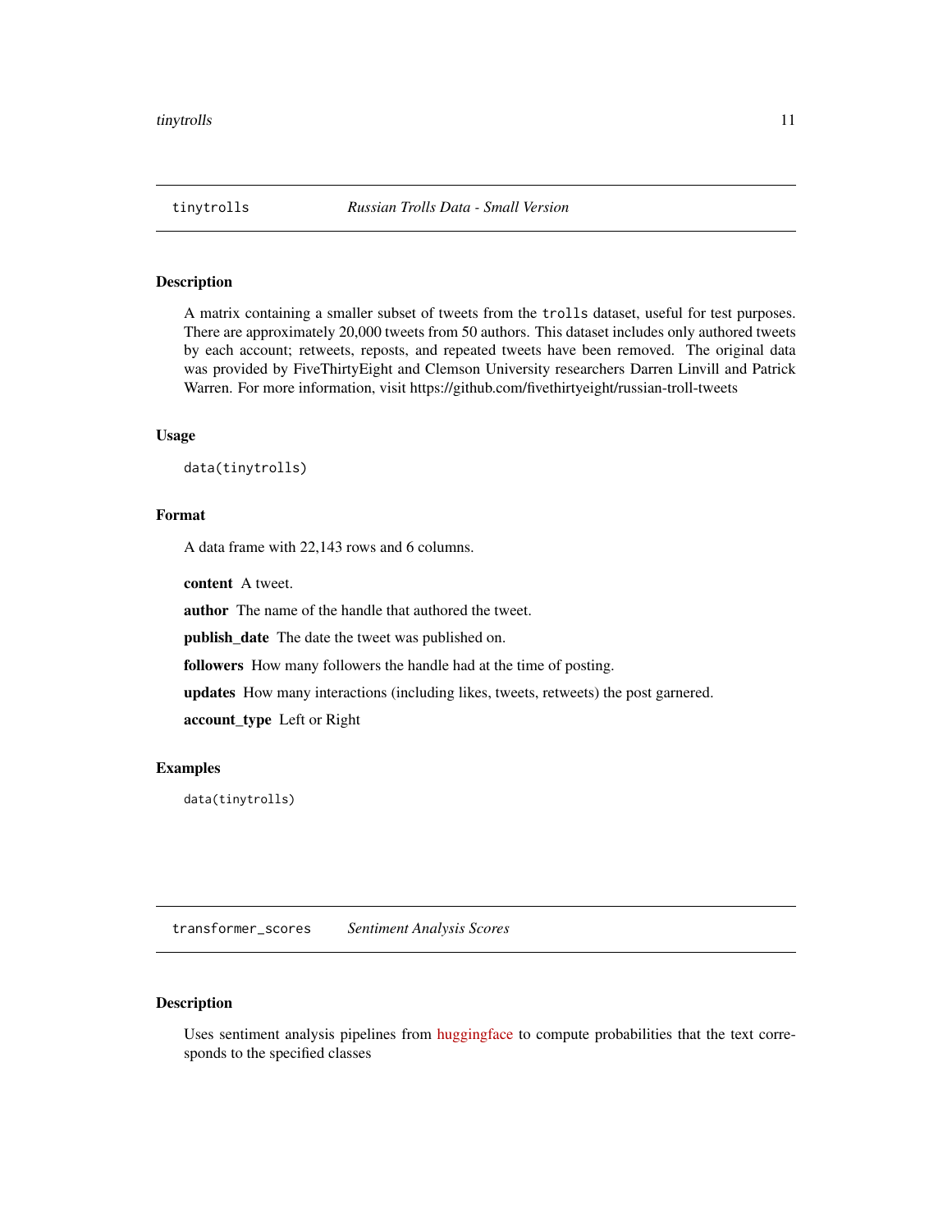## tinytrolls *Russian Trolls Data - Small Version*

### Description

A matrix containing a smaller subset of tweets from the `trolls` dataset, useful for test purposes. There are approximately 20,000 tweets from 50 authors. This dataset includes only authored tweets by each account; retweets, reposts, and repeated tweets have been removed. The original data was provided by FiveThirtyEight and Clemson University researchers Darren Linvill and Patrick Warren. For more information, visit https://github.com/fivethirtyeight/russian-troll-tweets

### Usage

```
data(tinytrolls)
```

### Format

A data frame with 22,143 rows and 6 columns.

**content** A tweet.

**author** The name of the handle that authored the tweet.

**publish_date** The date the tweet was published on.

**followers** How many followers the handle had at the time of posting.

**updates** How many interactions (including likes, tweets, retweets) the post garnered.

**account_type** Left or Right

### Examples

```
data(tinytrolls)
```

## transformer_scores *Sentiment Analysis Scores*

### Description

Uses sentiment analysis pipelines from huggingface to compute probabilities that the text corresponds to the specified classes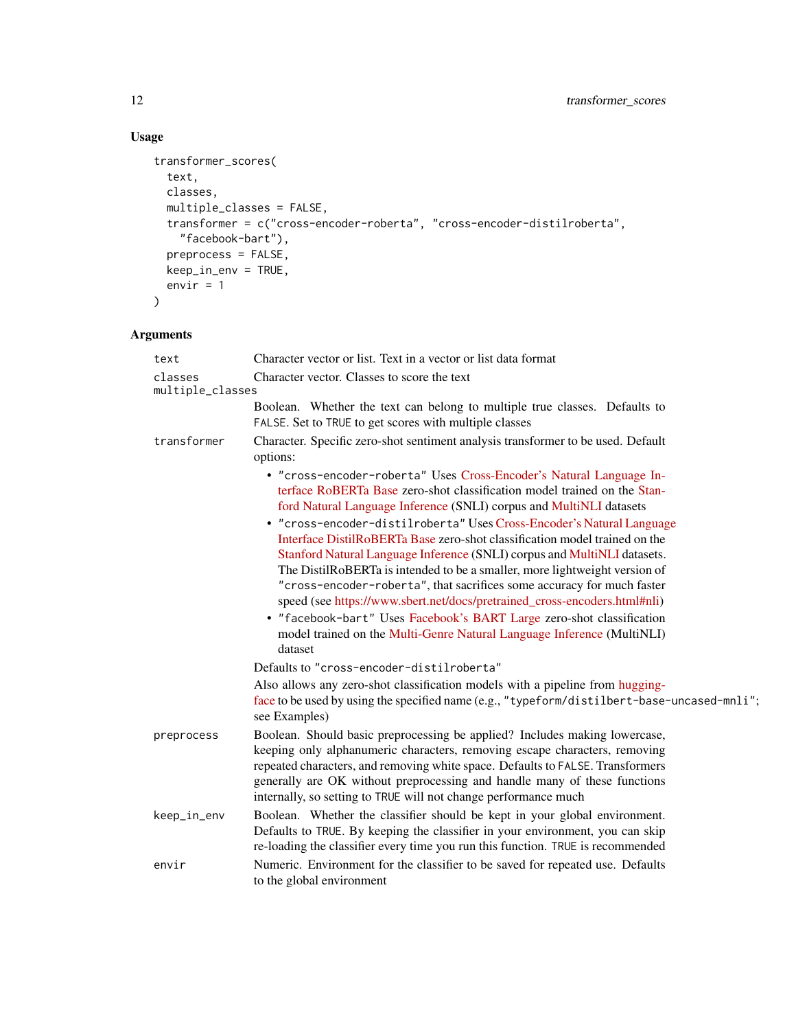## Usage

```
transformer_scores(
  text,
  classes,
  multiple_classes = FALSE,
  transformer = c("cross-encoder-roberta", "cross-encoder-distilroberta",
    "facebook-bart"),
  preprocess = FALSE,
  keep_in_env = TRUE,
  envir = 1
)
```

## Arguments

`text` Character vector or list. Text in a vector or list data format

`classes` Character vector. Classes to score the text

`multiple_classes` Boolean. Whether the text can belong to multiple true classes. Defaults to `FALSE`. Set to `TRUE` to get scores with multiple classes

`transformer` Character. Specific zero-shot sentiment analysis transformer to be used. Default options:

- `"cross-encoder-roberta"` Uses Cross-Encoder's Natural Language Interface RoBERTa Base zero-shot classification model trained on the Stanford Natural Language Inference (SNLI) corpus and MultiNLI datasets
- `"cross-encoder-distilroberta"` Uses Cross-Encoder's Natural Language Interface DistilRoBERTa Base zero-shot classification model trained on the Stanford Natural Language Inference (SNLI) corpus and MultiNLI datasets. The DistilRoBERTa is intended to be a smaller, more lightweight version of `"cross-encoder-roberta"`, that sacrifices some accuracy for much faster speed (see https://www.sbert.net/docs/pretrained_cross-encoders.html#nli)
- `"facebook-bart"` Uses Facebook's BART Large zero-shot classification model trained on the Multi-Genre Natural Language Inference (MultiNLI) dataset

Defaults to `"cross-encoder-distilroberta"`

Also allows any zero-shot classification models with a pipeline from huggingface to be used by using the specified name (e.g., `"typeform/distilbert-base-uncased-mnli"`; see Examples)

`preprocess` Boolean. Should basic preprocessing be applied? Includes making lowercase, keeping only alphanumeric characters, removing escape characters, removing repeated characters, and removing white space. Defaults to `FALSE`. Transformers generally are OK without preprocessing and handle many of these functions internally, so setting to `TRUE` will not change performance much

`keep_in_env` Boolean. Whether the classifier should be kept in your global environment. Defaults to `TRUE`. By keeping the classifier in your environment, you can skip re-loading the classifier every time you run this function. `TRUE` is recommended

`envir` Numeric. Environment for the classifier to be saved for repeated use. Defaults to the global environment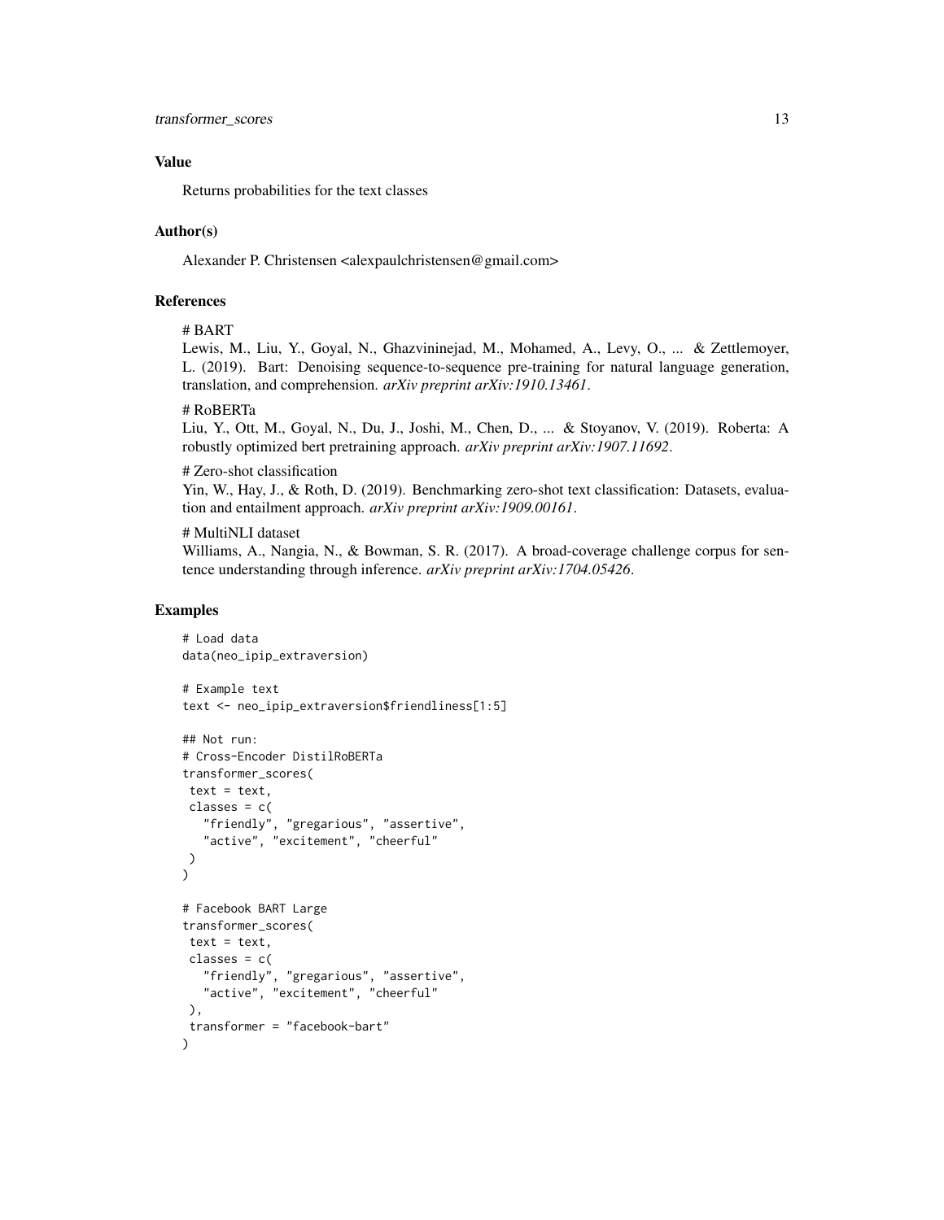## Value

Returns probabilities for the text classes

## Author(s)

Alexander P. Christensen <alexpaulchristensen@gmail.com>

## References

# BART
Lewis, M., Liu, Y., Goyal, N., Ghazvininejad, M., Mohamed, A., Levy, O., ... & Zettlemoyer, L. (2019). Bart: Denoising sequence-to-sequence pre-training for natural language generation, translation, and comprehension. *arXiv preprint arXiv:1910.13461*.

# RoBERTa
Liu, Y., Ott, M., Goyal, N., Du, J., Joshi, M., Chen, D., ... & Stoyanov, V. (2019). Roberta: A robustly optimized bert pretraining approach. *arXiv preprint arXiv:1907.11692*.

# Zero-shot classification
Yin, W., Hay, J., & Roth, D. (2019). Benchmarking zero-shot text classification: Datasets, evaluation and entailment approach. *arXiv preprint arXiv:1909.00161*.

# MultiNLI dataset
Williams, A., Nangia, N., & Bowman, S. R. (2017). A broad-coverage challenge corpus for sentence understanding through inference. *arXiv preprint arXiv:1704.05426*.

## Examples

```
# Load data
data(neo_ipip_extraversion)

# Example text
text <- neo_ipip_extraversion$friendliness[1:5]

## Not run:
# Cross-Encoder DistilRoBERTa
transformer_scores(
 text = text,
 classes = c(
   "friendly", "gregarious", "assertive",
   "active", "excitement", "cheerful"
 )
)

# Facebook BART Large
transformer_scores(
 text = text,
 classes = c(
   "friendly", "gregarious", "assertive",
   "active", "excitement", "cheerful"
 ),
 transformer = "facebook-bart"
)
```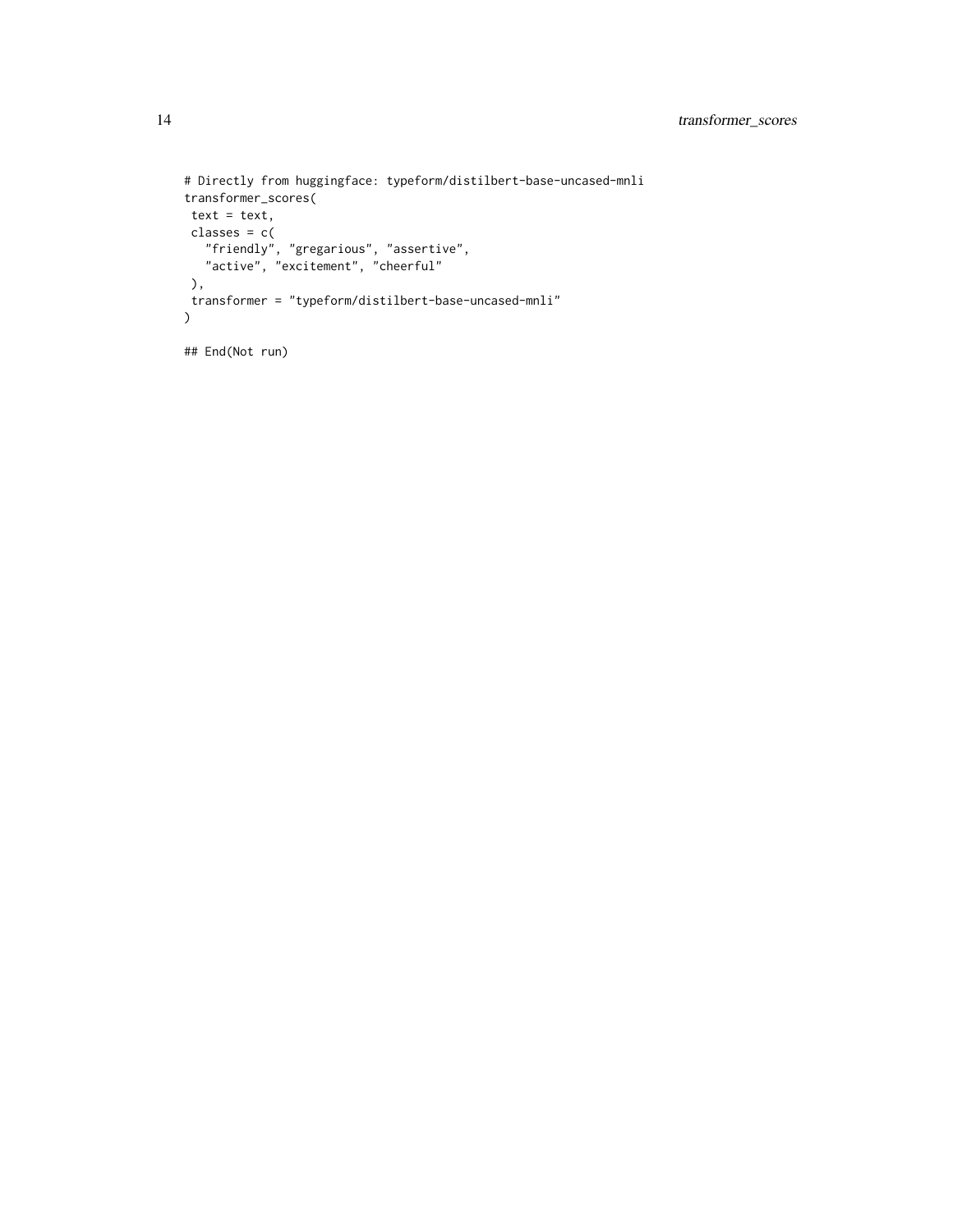```
# Directly from huggingface: typeform/distilbert-base-uncased-mnli
transformer_scores(
 text = text,
 classes = c(
   "friendly", "gregarious", "assertive",
   "active", "excitement", "cheerful"
 ),
 transformer = "typeform/distilbert-base-uncased-mnli"
)

## End(Not run)
```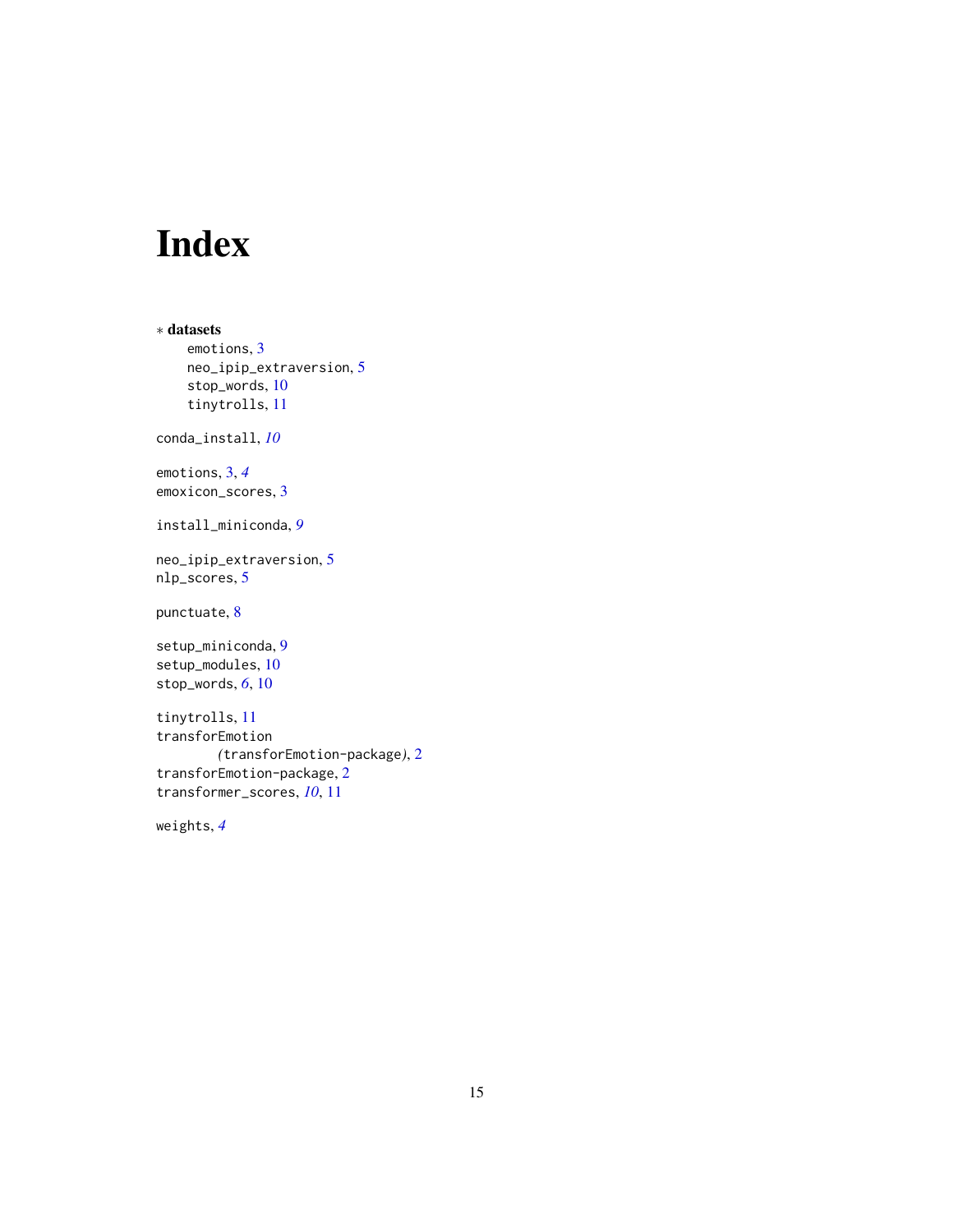# Index

* **datasets**
    - emotions, 3
    - neo_ipip_extraversion, 5
    - stop_words, 10
    - tinytrolls, 11

conda_install, *10*

emotions, 3, *4*
emoxicon_scores, 3

install_miniconda, *9*

neo_ipip_extraversion, 5
nlp_scores, 5

punctuate, 8

setup_miniconda, 9
setup_modules, 10
stop_words, *6*, 10

tinytrolls, 11
transforEmotion (transforEmotion-package), 2
transforEmotion-package, 2
transformer_scores, *10*, 11

weights, *4*